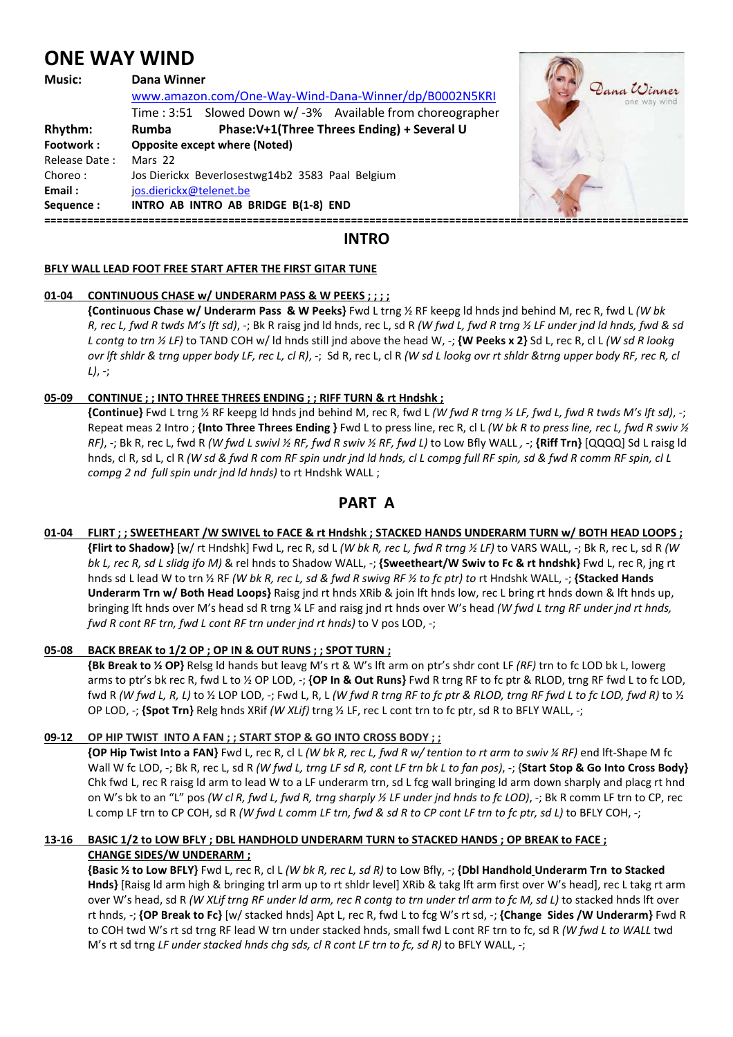# ONE WAY WIND

**Music:** **Dana Winner**
www.amazon.com/One-Way-Wind-Dana-Winner/dp/B0002N5KRI
Time : 3:51 Slowed Down w/ -3% Available from choreographer

**Rhythm:** **Rumba** **Phase:V+1(Three Threes Ending) + Several U**

**Footwork :** **Opposite except where (Noted)**

Release Date : Mars 22

Choreo : Jos Dierickx Beverlosestwg14b2 3583 Paal Belgium

**Email :** jos.dierickx@telenet.be

**Sequence :** **INTRO AB INTRO AB BRIDGE B(1-8) END**

## INTRO

**BFLY WALL LEAD FOOT FREE START AFTER THE FIRST GITAR TUNE**

**01-04 CONTINUOUS CHASE w/ UNDERARM PASS & W PEEKS ; ; ; ;**

**{Continuous Chase w/ Underarm Pass & W Peeks}** Fwd L trng ½ RF keepg ld hnds jnd behind M, rec R, fwd L *(W bk R, rec L, fwd R twds M's lft sd)*, -; Bk R raisg jnd ld hnds, rec L, sd R *(W fwd L, fwd R trng ½ LF under jnd ld hnds, fwd & sd L contg to trn ½ LF)* to TAND COH w/ ld hnds still jnd above the head W, -; **{W Peeks x 2}** Sd L, rec R, cl L *(W sd R lookg ovr lft shldr & trng upper body LF, rec L, cl R)*, -; Sd R, rec L, cl R *(W sd L lookg ovr rt shldr &trng upper body RF, rec R, cl L)*, -;

**05-09 CONTINUE ; ; INTO THREE THREES ENDING ; ; RIFF TURN & rt Hndshk ;**

**{Continue}** Fwd L trng ½ RF keepg ld hnds jnd behind M, rec R, fwd L *(W fwd R trng ½ LF, fwd L, fwd R twds M's lft sd)*, -; Repeat meas 2 Intro ; **{Into Three Threes Ending }** Fwd L to press line, rec R, cl L *(W bk R to press line, rec L, fwd R swiv ½ RF)*, -; Bk R, rec L, fwd R *(W fwd L swivl ½ RF, fwd R swiv ½ RF, fwd L)* to Low Bfly WALL , -; **{Riff Trn}** [QQQQ] Sd L raisg ld hnds, cl R, sd L, cl R *(W sd & fwd R com RF spin undr jnd ld hnds, cl L compg full RF spin, sd & fwd R comm RF spin, cl L compg 2 nd full spin undr jnd ld hnds)* to rt Hndshk WALL ;

## PART A

**01-04 FLIRT ; ; SWEETHEART /W SWIVEL to FACE & rt Hndshk ; STACKED HANDS UNDERARM TURN w/ BOTH HEAD LOOPS ;**

**{Flirt to Shadow}** [w/ rt Hndshk] Fwd L, rec R, sd L *(W bk R, rec L, fwd R trng ½ LF)* to VARS WALL, -; Bk R, rec L, sd R *(W bk L, rec R, sd L slidg ifo M)* & rel hnds to Shadow WALL, -; **{Sweetheart/W Swiv to Fc & rt hndshk}** Fwd L, rec R, jng rt hnds sd L lead W to trn ½ RF *(W bk R, rec L, sd & fwd R swivg RF ½ to fc ptr)* to rt Hndshk WALL, -; **{Stacked Hands Underarm Trn w/ Both Head Loops}** Raisg jnd rt hnds XRib & join lft hnds low, rec L bring rt hnds down & lft hnds up, bringing lft hnds over M's head sd R trng ¼ LF and raisg jnd rt hnds over W's head *(W fwd L trng RF under jnd rt hnds, fwd R cont RF trn, fwd L cont RF trn under jnd rt hnds)* to V pos LOD, -;

**05-08 BACK BREAK to 1/2 OP ; OP IN & OUT RUNS ; ; SPOT TURN ;**

**{Bk Break to ½ OP}** Relsg ld hands but leavg M's rt & W's lft arm on ptr's shdr cont LF *(RF)* trn to fc LOD bk L, lowerg arms to ptr's bk rec R, fwd L to ½ OP LOD, -; **{OP In & Out Runs}** Fwd R trng RF to fc ptr & RLOD, trng RF fwd L to fc LOD, fwd R *(W fwd L, R, L)* to ½ LOP LOD, -; Fwd L, R, L *(W fwd R trng RF to fc ptr & RLOD, trng RF fwd L to fc LOD, fwd R)* to ½ OP LOD, -; **{Spot Trn}** Relg hnds XRif *(W XLif)* trng ½ LF, rec L cont trn to fc ptr, sd R to BFLY WALL, -;

**09-12 OP HIP TWIST INTO A FAN ; ; START STOP & GO INTO CROSS BODY ; ;**

**{OP Hip Twist Into a FAN}** Fwd L, rec R, cl L *(W bk R, rec L, fwd R w/ tention to rt arm to swiv ¼ RF)* end lft-Shape M fc Wall W fc LOD, -; Bk R, rec L, sd R *(W fwd L, trng LF sd R, cont LF trn bk L to fan pos)*, -; **{Start Stop & Go Into Cross Body}** Chk fwd L, rec R raisg ld arm to lead W to a LF underarm trn, sd L fcg wall bringing ld arm down sharply and placg rt hnd on W's bk to an "L" pos *(W cl R, fwd L, fwd R, trng sharply ½ LF under jnd hnds to fc LOD)*, -; Bk R comm LF trn to CP, rec L comp LF trn to CP COH, sd R *(W fwd L comm LF trn, fwd & sd R to CP cont LF trn to fc ptr, sd L)* to BFLY COH, -;

**13-16 BASIC 1/2 to LOW BFLY ; DBL HANDHOLD UNDERARM TURN to STACKED HANDS ; OP BREAK to FACE ; CHANGE SIDES/W UNDERARM ;**

**{Basic ½ to Low BFLY}** Fwd L, rec R, cl L *(W bk R, rec L, sd R)* to Low Bfly, -; **{Dbl Handhold Underarm Trn to Stacked Hnds}** [Raisg ld arm high & bringing trl arm up to rt shldr level] XRib & takg lft arm first over W's head], rec L takg rt arm over W's head, sd R *(W XLif trng RF under ld arm, rec R contg to trn under trl arm to fc M, sd L)* to stacked hnds lft over rt hnds, -; **{OP Break to Fc}** [w/ stacked hnds] Apt L, rec R, fwd L to fcg W's rt sd, -; **{Change Sides /W Underarm}** Fwd R to COH twd W's rt sd trng RF lead W trn under stacked hnds, small fwd L cont RF trn to fc, sd R *(W fwd L to WALL twd M's rt sd trng LF under stacked hnds chg sds, cl R cont LF trn to fc, sd R)* to BFLY WALL, -;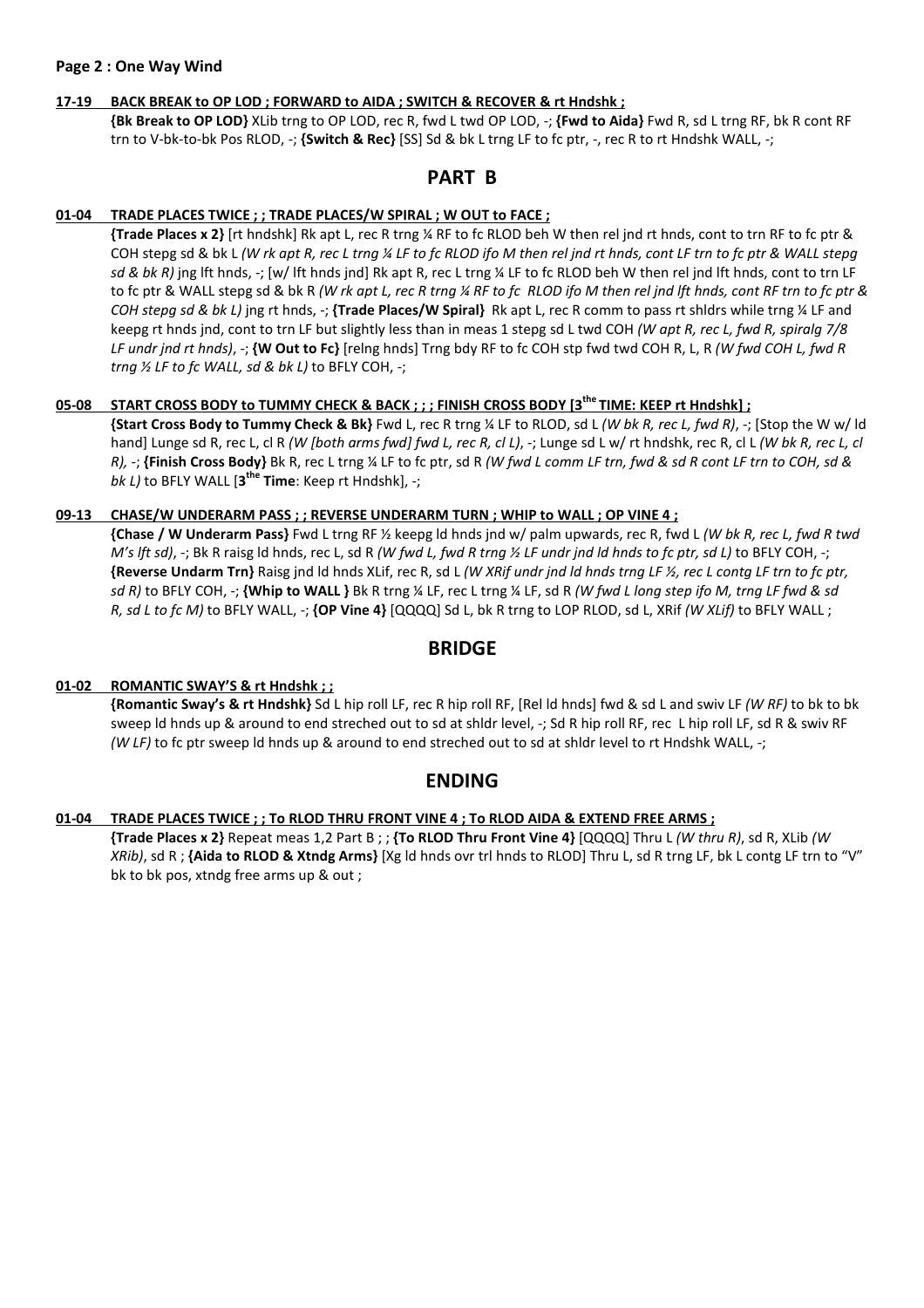**Page 2 : One Way Wind**

**17-19 BACK BREAK to OP LOD ; FORWARD to AIDA ; SWITCH & RECOVER & rt Hndshk ;**

**{Bk Break to OP LOD}** XLib trng to OP LOD, rec R, fwd L twd OP LOD, -; **{Fwd to Aida}** Fwd R, sd L trng RF, bk R cont RF trn to V-bk-to-bk Pos RLOD, -; **{Switch & Rec}** [SS] Sd & bk L trng LF to fc ptr, -, rec R to rt Hndshk WALL, -;

## PART B

**01-04 TRADE PLACES TWICE ; ; TRADE PLACES/W SPIRAL ; W OUT to FACE ;**

**{Trade Places x 2}** [rt hndshk] Rk apt L, rec R trng ¼ RF to fc RLOD beh W then rel jnd rt hnds, cont to trn RF to fc ptr & COH stepg sd & bk L *(W rk apt R, rec L trng ¼ LF to fc RLOD ifo M then rel jnd rt hnds, cont LF trn to fc ptr & WALL stepg sd & bk R)* jng lft hnds, -; [w/ lft hnds jnd] Rk apt R, rec L trng ¼ LF to fc RLOD beh W then rel jnd lft hnds, cont to trn LF to fc ptr & WALL stepg sd & bk R *(W rk apt L, rec R trng ¼ RF to fc RLOD ifo M then rel jnd lft hnds, cont RF trn to fc ptr & COH stepg sd & bk L)* jng rt hnds, -; **{Trade Places/W Spiral}** Rk apt L, rec R comm to pass rt shldrs while trng ¼ LF and keepg rt hnds jnd, cont to trn LF but slightly less than in meas 1 stepg sd L twd COH *(W apt R, rec L, fwd R, spiralg 7/8 LF undr jnd rt hnds)*, -; **{W Out to Fc}** [relng hnds] Trng bdy RF to fc COH stp fwd twd COH R, L, R *(W fwd COH L, fwd R trng ½ LF to fc WALL, sd & bk L)* to BFLY COH, -;

**05-08 START CROSS BODY to TUMMY CHECK & BACK ; ; ; FINISH CROSS BODY [3[the] TIME: KEEP rt Hndshk] ;**

**{Start Cross Body to Tummy Check & Bk}** Fwd L, rec R trng ¼ LF to RLOD, sd L *(W bk R, rec L, fwd R)*, -; [Stop the W w/ ld hand] Lunge sd R, rec L, cl R *(W [both arms fwd] fwd L, rec R, cl L)*, -; Lunge sd L w/ rt hndshk, rec R, cl L *(W bk R, rec L, cl R)*, -; **{Finish Cross Body}** Bk R, rec L trng ¼ LF to fc ptr, sd R *(W fwd L comm LF trn, fwd & sd R cont LF trn to COH, sd & bk L)* to BFLY WALL [**3[the] Time**: Keep rt Hndshk], -;

**09-13 CHASE/W UNDERARM PASS ; ; REVERSE UNDERARM TURN ; WHIP to WALL ; OP VINE 4 ;**

**{Chase / W Underarm Pass}** Fwd L trng RF ½ keepg ld hnds jnd w/ palm upwards, rec R, fwd L *(W bk R, rec L, fwd R twd M's lft sd)*, -; Bk R raisg ld hnds, rec L, sd R *(W fwd L, fwd R trng ½ LF undr jnd ld hnds to fc ptr, sd L)* to BFLY COH, -; **{Reverse Undarm Trn}** Raisg jnd ld hnds XLif, rec R, sd L *(W XRif undr jnd ld hnds trng LF ½, rec L contg LF trn to fc ptr, sd R)* to BFLY COH, -; **{Whip to WALL }** Bk R trng ¼ LF, rec L trng ¼ LF, sd R *(W fwd L long step ifo M, trng LF fwd & sd R, sd L to fc M)* to BFLY WALL, -; **{OP Vine 4}** [QQQQ] Sd L, bk R trng to LOP RLOD, sd L, XRif *(W XLif)* to BFLY WALL ;

## BRIDGE

**01-02 ROMANTIC SWAY'S & rt Hndshk ; ;**

**{Romantic Sway's & rt Hndshk}** Sd L hip roll LF, rec R hip roll RF, [Rel ld hnds] fwd & sd L and swiv LF *(W RF)* to bk to bk sweep ld hnds up & around to end streched out to sd at shldr level, -; Sd R hip roll RF, rec L hip roll LF, sd R & swiv RF *(W LF)* to fc ptr sweep ld hnds up & around to end streched out to sd at shldr level to rt Hndshk WALL, -;

## ENDING

**01-04 TRADE PLACES TWICE ; ; To RLOD THRU FRONT VINE 4 ; To RLOD AIDA & EXTEND FREE ARMS ;**

**{Trade Places x 2}** Repeat meas 1,2 Part B ; ; **{To RLOD Thru Front Vine 4}** [QQQQ] Thru L *(W thru R)*, sd R, XLib *(W XRib)*, sd R ; **{Aida to RLOD & Xtndg Arms}** [Xg ld hnds ovr trl hnds to RLOD] Thru L, sd R trng LF, bk L contg LF trn to "V" bk to bk pos, xtndg free arms up & out ;